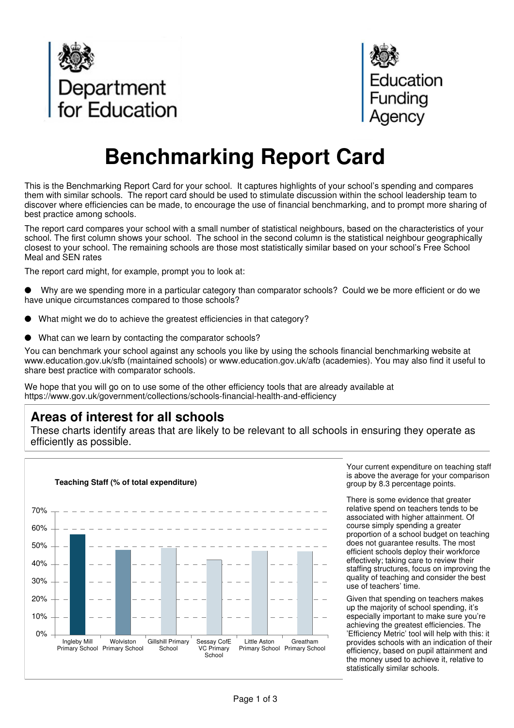Department for Education

Education Funding Agency

# Benchmarking Report Card

This is the Benchmarking Report Card for your school. It captures highlights of your school's spending and compares them with similar schools. The report card should be used to stimulate discussion within the school leadership team to discover where efficiencies can be made, to encourage the use of financial benchmarking, and to prompt more sharing of best practice among schools.

The report card compares your school with a small number of statistical neighbours, based on the characteristics of your school. The first column shows your school. The school in the second column is the statistical neighbour geographically closest to your school. The remaining schools are those most statistically similar based on your school's Free School Meal and SEN rates

The report card might, for example, prompt you to look at:

- Why are we spending more in a particular category than comparator schools? Could we be more efficient or do we have unique circumstances compared to those schools?
- What might we do to achieve the greatest efficiencies in that category?
- What can we learn by contacting the comparator schools?

You can benchmark your school against any schools you like by using the schools financial benchmarking website at www.education.gov.uk/sfb (maintained schools) or www.education.gov.uk/afb (academies). You may also find it useful to share best practice with comparator schools.

We hope that you will go on to use some of the other efficiency tools that are already available at https://www.gov.uk/government/collections/schools-financial-health-and-efficiency

## Areas of interest for all schools

These charts identify areas that are likely to be relevant to all schools in ensuring they operate as efficiently as possible.

**Teaching Staff (% of total expenditure)**

| School | Teaching Staff (% of total expenditure) |
|---|---|
| Ingleby Mill Primary School | ~57% |
| Wolviston Primary School | ~48% |
| Gillshill Primary School | ~49% |
| Sessay CofE VC Primary School | ~43% |
| Little Aston Primary School | ~48% |
| Greatham Primary School | ~47% |

Your current expenditure on teaching staff is above the average for your comparison group by 8.3 percentage points.

There is some evidence that greater relative spend on teachers tends to be associated with higher attainment. Of course simply spending a greater proportion of a school budget on teaching does not guarantee results. The most efficient schools deploy their workforce effectively; taking care to review their staffing structures, focus on improving the quality of teaching and consider the best use of teachers' time.

Given that spending on teachers makes up the majority of school spending, it's especially important to make sure you're achieving the greatest efficiencies. The 'Efficiency Metric' tool will help with this: it provides schools with an indication of their efficiency, based on pupil attainment and the money used to achieve it, relative to statistically similar schools.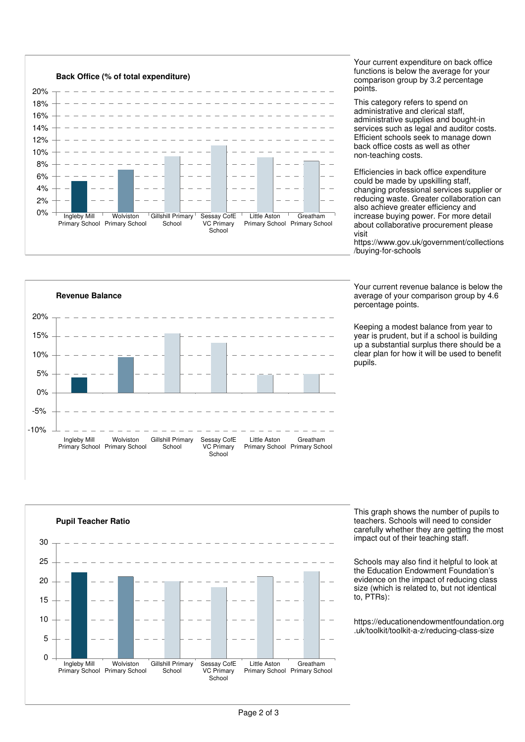## Back Office (% of total expenditure)

Your current expenditure on back office functions is below the average for your comparison group by 3.2 percentage points.

This category refers to spend on administrative and clerical staff, administrative supplies and bought-in services such as legal and auditor costs. Efficient schools seek to manage down back office costs as well as other non-teaching costs.

Efficiencies in back office expenditure could be made by upskilling staff, changing professional services supplier or reducing waste. Greater collaboration can also achieve greater efficiency and increase buying power. For more detail about collaborative procurement please visit https://www.gov.uk/government/collections/buying-for-schools

## Revenue Balance

Your current revenue balance is below the average of your comparison group by 4.6 percentage points.

Keeping a modest balance from year to year is prudent, but if a school is building up a substantial surplus there should be a clear plan for how it will be used to benefit pupils.

## Pupil Teacher Ratio

This graph shows the number of pupils to teachers. Schools will need to consider carefully whether they are getting the most impact out of their teaching staff.

Schools may also find it helpful to look at the Education Endowment Foundation's evidence on the impact of reducing class size (which is related to, but not identical to, PTRs):

https://educationendowmentfoundation.org.uk/toolkit/toolkit-a-z/reducing-class-size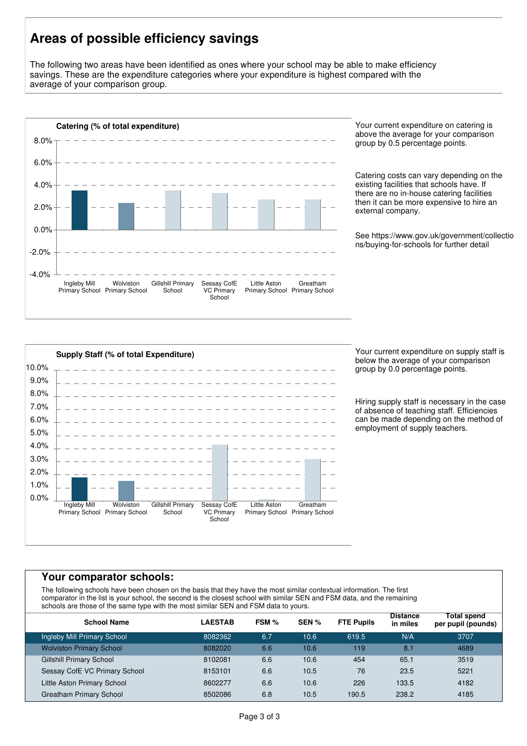## Areas of possible efficiency savings

The following two areas have been identified as ones where your school may be able to make efficiency savings. These are the expenditure categories where your expenditure is highest compared with the average of your comparison group.

**Catering (% of total expenditure)**

8.0%
6.0%
4.0%
2.0%
0.0%
-2.0%
-4.0%

Ingleby Mill Primary School
Wolviston Primary School
Gillshill Primary School
Sessay CofE VC Primary School
Little Aston Primary School
Greatham Primary School

Your current expenditure on catering is above the average for your comparison group by 0.5 percentage points.

Catering costs can vary depending on the existing facilities that schools have. If there are no in-house catering facilities then it can be more expensive to hire an external company.

See https://www.gov.uk/government/collections/buying-for-schools for further detail

**Supply Staff (% of total Expenditure)**

10.0%
9.0%
8.0%
7.0%
6.0%
5.0%
4.0%
3.0%
2.0%
1.0%
0.0%

Ingleby Mill Primary School
Wolviston Primary School
Gillshill Primary School
Sessay CofE VC Primary School
Little Aston Primary School
Greatham Primary School

Your current expenditure on supply staff is below the average of your comparison group by 0.0 percentage points.

Hiring supply staff is necessary in the case of absence of teaching staff. Efficiencies can be made depending on the method of employment of supply teachers.

### Your comparator schools:

The following schools have been chosen on the basis that they have the most similar contextual information. The first comparator in the list is your school, the second is the closest school with similar SEN and FSM data, and the remaining schools are those of the same type with the most similar SEN and FSM data to yours.

| School Name | LAESTAB | FSM % | SEN % | FTE Pupils | Distance in miles | Total spend per pupil (pounds) |
|---|---|---|---|---|---|---|
| Ingleby Mill Primary School | 8082362 | 6.7 | 10.6 | 619.5 | N/A | 3707 |
| Wolviston Primary School | 8082020 | 6.6 | 10.6 | 119 | 8.1 | 4689 |
| Gillshill Primary School | 8102081 | 6.6 | 10.6 | 454 | 65.1 | 3519 |
| Sessay CofE VC Primary School | 8153101 | 6.6 | 10.5 | 76 | 23.5 | 5221 |
| Little Aston Primary School | 8602277 | 6.6 | 10.6 | 226 | 133.5 | 4182 |
| Greatham Primary School | 8502086 | 6.8 | 10.5 | 190.5 | 238.2 | 4185 |